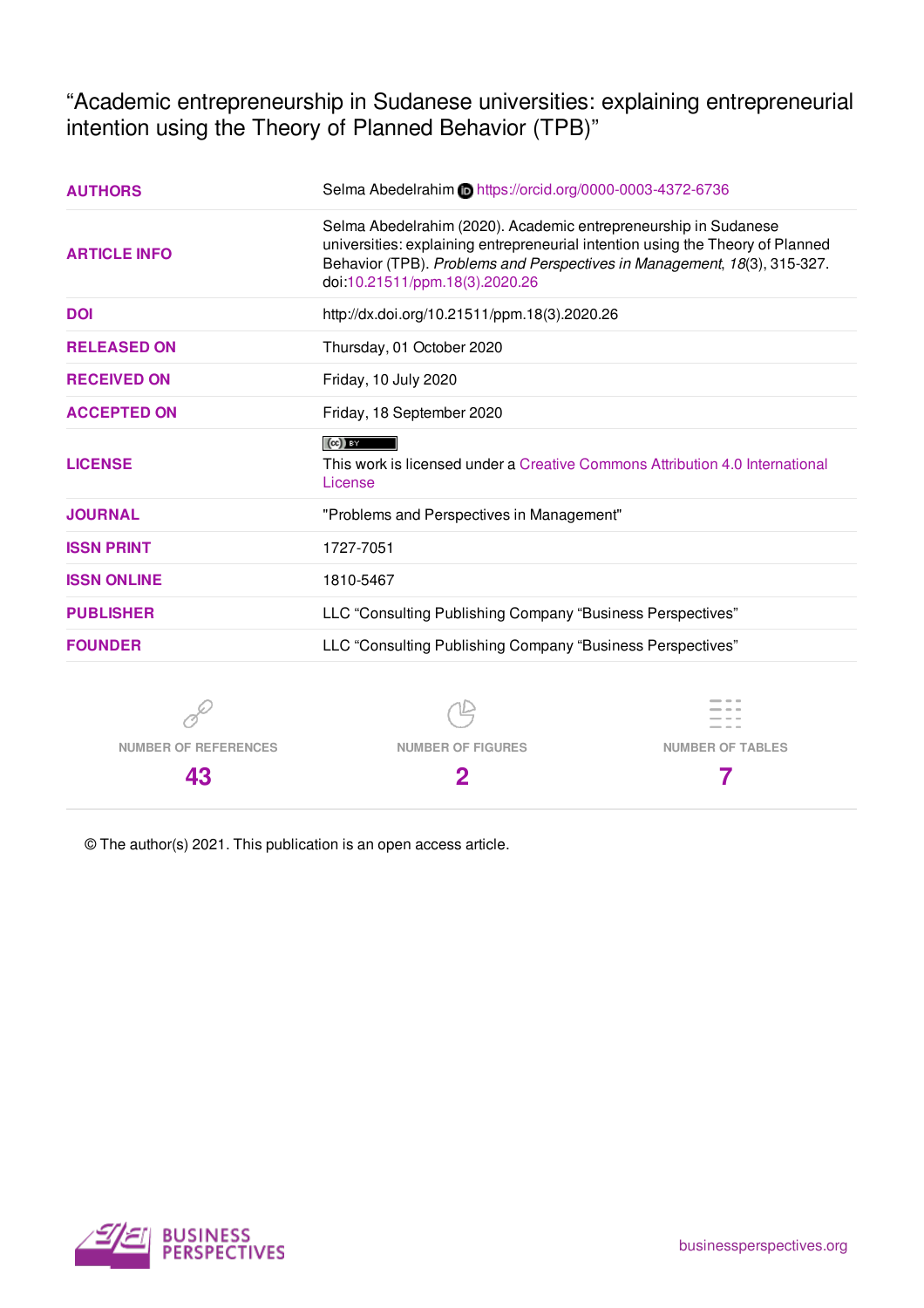# "Academic entrepreneurship in Sudanese universities: explaining entrepreneurial intention using the Theory of Planned Behavior (TPB)"

| | |
|---|---|
| **AUTHORS** | Selma Abedelrahim https://orcid.org/0000-0003-4372-6736 |
| **ARTICLE INFO** | Selma Abedelrahim (2020). Academic entrepreneurship in Sudanese universities: explaining entrepreneurial intention using the Theory of Planned Behavior (TPB). *Problems and Perspectives in Management*, *18*(3), 315-327. doi:10.21511/ppm.18(3).2020.26 |
| **DOI** | http://dx.doi.org/10.21511/ppm.18(3).2020.26 |
| **RELEASED ON** | Thursday, 01 October 2020 |
| **RECEIVED ON** | Friday, 10 July 2020 |
| **ACCEPTED ON** | Friday, 18 September 2020 |
| **LICENSE** | This work is licensed under a Creative Commons Attribution 4.0 International License |
| **JOURNAL** | "Problems and Perspectives in Management" |
| **ISSN PRINT** | 1727-7051 |
| **ISSN ONLINE** | 1810-5467 |
| **PUBLISHER** | LLC "Consulting Publishing Company "Business Perspectives" |
| **FOUNDER** | LLC "Consulting Publishing Company "Business Perspectives" |

| NUMBER OF REFERENCES | NUMBER OF FIGURES | NUMBER OF TABLES |
|---|---|---|
| 43 | 2 | 7 |

© The author(s) 2021. This publication is an open access article.

BUSINESS PERSPECTIVES

businessperspectives.org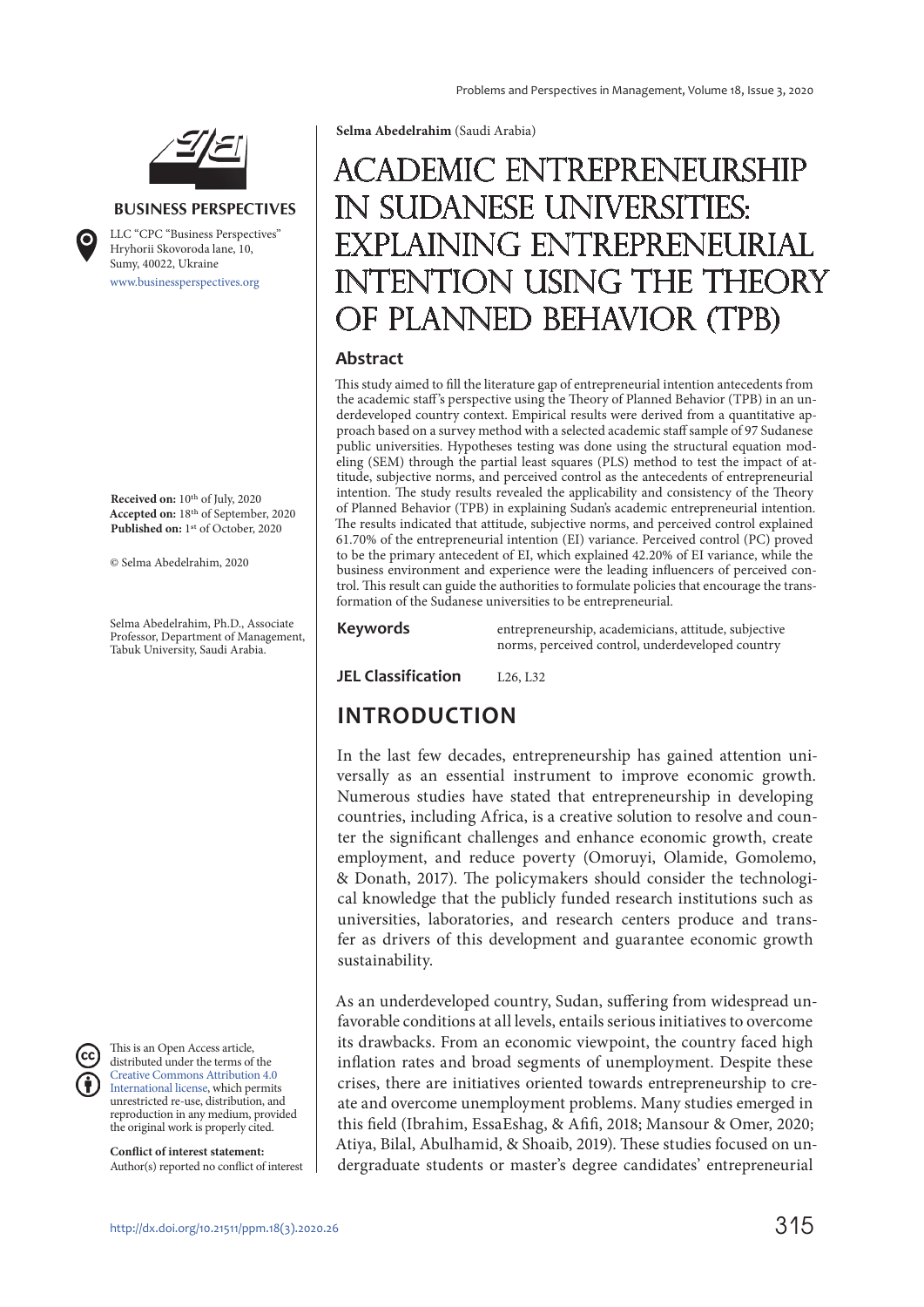Selma Abedelrahim (Saudi Arabia)

# ACADEMIC ENTREPRENEURSHIP IN SUDANESE UNIVERSITIES: EXPLAINING ENTREPRENEURIAL INTENTION USING THE THEORY OF PLANNED BEHAVIOR (TPB)

**BUSINESS PERSPECTIVES**

LLC "CPC "Business Perspectives"
Hryhorii Skovoroda lane, 10,
Sumy, 40022, Ukraine
www.businessperspectives.org

**Received on:** 10th of July, 2020
**Accepted on:** 18th of September, 2020
**Published on:** 1st of October, 2020

© Selma Abedelrahim, 2020

Selma Abedelrahim, Ph.D., Associate Professor, Department of Management, Tabuk University, Saudi Arabia.

This is an Open Access article, distributed under the terms of the Creative Commons Attribution 4.0 International license, which permits unrestricted re-use, distribution, and reproduction in any medium, provided the original work is properly cited.

**Conflict of interest statement:**
Author(s) reported no conflict of interest

## Abstract

This study aimed to fill the literature gap of entrepreneurial intention antecedents from the academic staff's perspective using the Theory of Planned Behavior (TPB) in an underdeveloped country context. Empirical results were derived from a quantitative approach based on a survey method with a selected academic staff sample of 97 Sudanese public universities. Hypotheses testing was done using the structural equation modeling (SEM) through the partial least squares (PLS) method to test the impact of attitude, subjective norms, and perceived control as the antecedents of entrepreneurial intention. The study results revealed the applicability and consistency of the Theory of Planned Behavior (TPB) in explaining Sudan's academic entrepreneurial intention. The results indicated that attitude, subjective norms, and perceived control explained 61.70% of the entrepreneurial intention (EI) variance. Perceived control (PC) proved to be the primary antecedent of EI, which explained 42.20% of EI variance, while the business environment and experience were the leading influencers of perceived control. This result can guide the authorities to formulate policies that encourage the transformation of the Sudanese universities to be entrepreneurial.

**Keywords** entrepreneurship, academicians, attitude, subjective norms, perceived control, underdeveloped country

**JEL Classification** L26, L32

## INTRODUCTION

In the last few decades, entrepreneurship has gained attention universally as an essential instrument to improve economic growth. Numerous studies have stated that entrepreneurship in developing countries, including Africa, is a creative solution to resolve and counter the significant challenges and enhance economic growth, create employment, and reduce poverty (Omoruyi, Olamide, Gomolemo, & Donath, 2017). The policymakers should consider the technological knowledge that the publicly funded research institutions such as universities, laboratories, and research centers produce and transfer as drivers of this development and guarantee economic growth sustainability.

As an underdeveloped country, Sudan, suffering from widespread unfavorable conditions at all levels, entails serious initiatives to overcome its drawbacks. From an economic viewpoint, the country faced high inflation rates and broad segments of unemployment. Despite these crises, there are initiatives oriented towards entrepreneurship to create and overcome unemployment problems. Many studies emerged in this field (Ibrahim, EssaEshag, & Afifi, 2018; Mansour & Omer, 2020; Atiya, Bilal, Abulhamid, & Shoaib, 2019). These studies focused on undergraduate students or master's degree candidates' entrepreneurial

http://dx.doi.org/10.21511/ppm.18(3).2020.26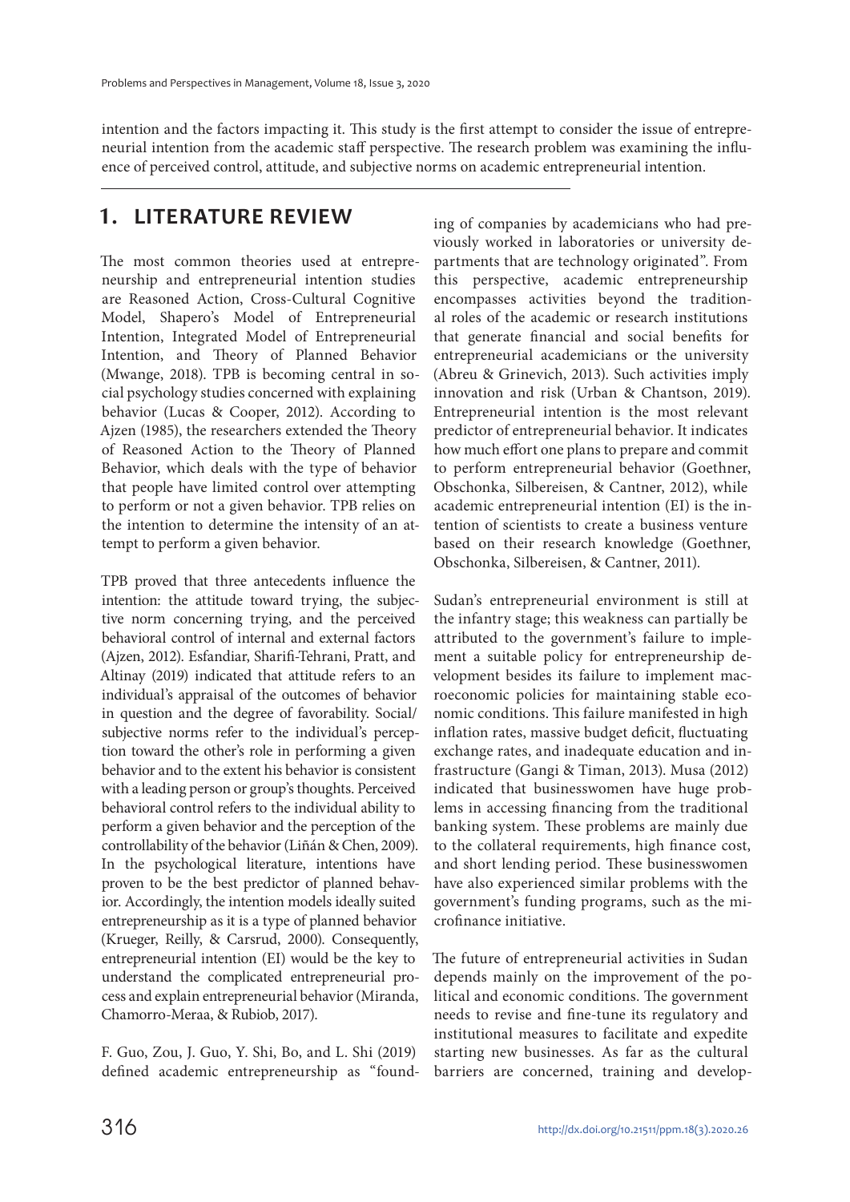intention and the factors impacting it. This study is the first attempt to consider the issue of entrepreneurial intention from the academic staff perspective. The research problem was examining the influence of perceived control, attitude, and subjective norms on academic entrepreneurial intention.

## 1. LITERATURE REVIEW

The most common theories used at entrepreneurship and entrepreneurial intention studies are Reasoned Action, Cross-Cultural Cognitive Model, Shapero's Model of Entrepreneurial Intention, Integrated Model of Entrepreneurial Intention, and Theory of Planned Behavior (Mwange, 2018). TPB is becoming central in social psychology studies concerned with explaining behavior (Lucas & Cooper, 2012). According to Ajzen (1985), the researchers extended the Theory of Reasoned Action to the Theory of Planned Behavior, which deals with the type of behavior that people have limited control over attempting to perform or not a given behavior. TPB relies on the intention to determine the intensity of an attempt to perform a given behavior.

TPB proved that three antecedents influence the intention: the attitude toward trying, the subjective norm concerning trying, and the perceived behavioral control of internal and external factors (Ajzen, 2012). Esfandiar, Sharifi-Tehrani, Pratt, and Altinay (2019) indicated that attitude refers to an individual's appraisal of the outcomes of behavior in question and the degree of favorability. Social/subjective norms refer to the individual's perception toward the other's role in performing a given behavior and to the extent his behavior is consistent with a leading person or group's thoughts. Perceived behavioral control refers to the individual ability to perform a given behavior and the perception of the controllability of the behavior (Liñán & Chen, 2009). In the psychological literature, intentions have proven to be the best predictor of planned behavior. Accordingly, the intention models ideally suited entrepreneurship as it is a type of planned behavior (Krueger, Reilly, & Carsrud, 2000). Consequently, entrepreneurial intention (EI) would be the key to understand the complicated entrepreneurial process and explain entrepreneurial behavior (Miranda, Chamorro-Meraa, & Rubiob, 2017).

F. Guo, Zou, J. Guo, Y. Shi, Bo, and L. Shi (2019) defined academic entrepreneurship as "founding of companies by academicians who had previously worked in laboratories or university departments that are technology originated". From this perspective, academic entrepreneurship encompasses activities beyond the traditional roles of the academic or research institutions that generate financial and social benefits for entrepreneurial academicians or the university (Abreu & Grinevich, 2013). Such activities imply innovation and risk (Urban & Chantson, 2019). Entrepreneurial intention is the most relevant predictor of entrepreneurial behavior. It indicates how much effort one plans to prepare and commit to perform entrepreneurial behavior (Goethner, Obschonka, Silbereisen, & Cantner, 2012), while academic entrepreneurial intention (EI) is the intention of scientists to create a business venture based on their research knowledge (Goethner, Obschonka, Silbereisen, & Cantner, 2011).

Sudan's entrepreneurial environment is still at the infantry stage; this weakness can partially be attributed to the government's failure to implement a suitable policy for entrepreneurship development besides its failure to implement macroeconomic policies for maintaining stable economic conditions. This failure manifested in high inflation rates, massive budget deficit, fluctuating exchange rates, and inadequate education and infrastructure (Gangi & Timan, 2013). Musa (2012) indicated that businesswomen have huge problems in accessing financing from the traditional banking system. These problems are mainly due to the collateral requirements, high finance cost, and short lending period. These businesswomen have also experienced similar problems with the government's funding programs, such as the microfinance initiative.

The future of entrepreneurial activities in Sudan depends mainly on the improvement of the political and economic conditions. The government needs to revise and fine-tune its regulatory and institutional measures to facilitate and expedite starting new businesses. As far as the cultural barriers are concerned, training and develop-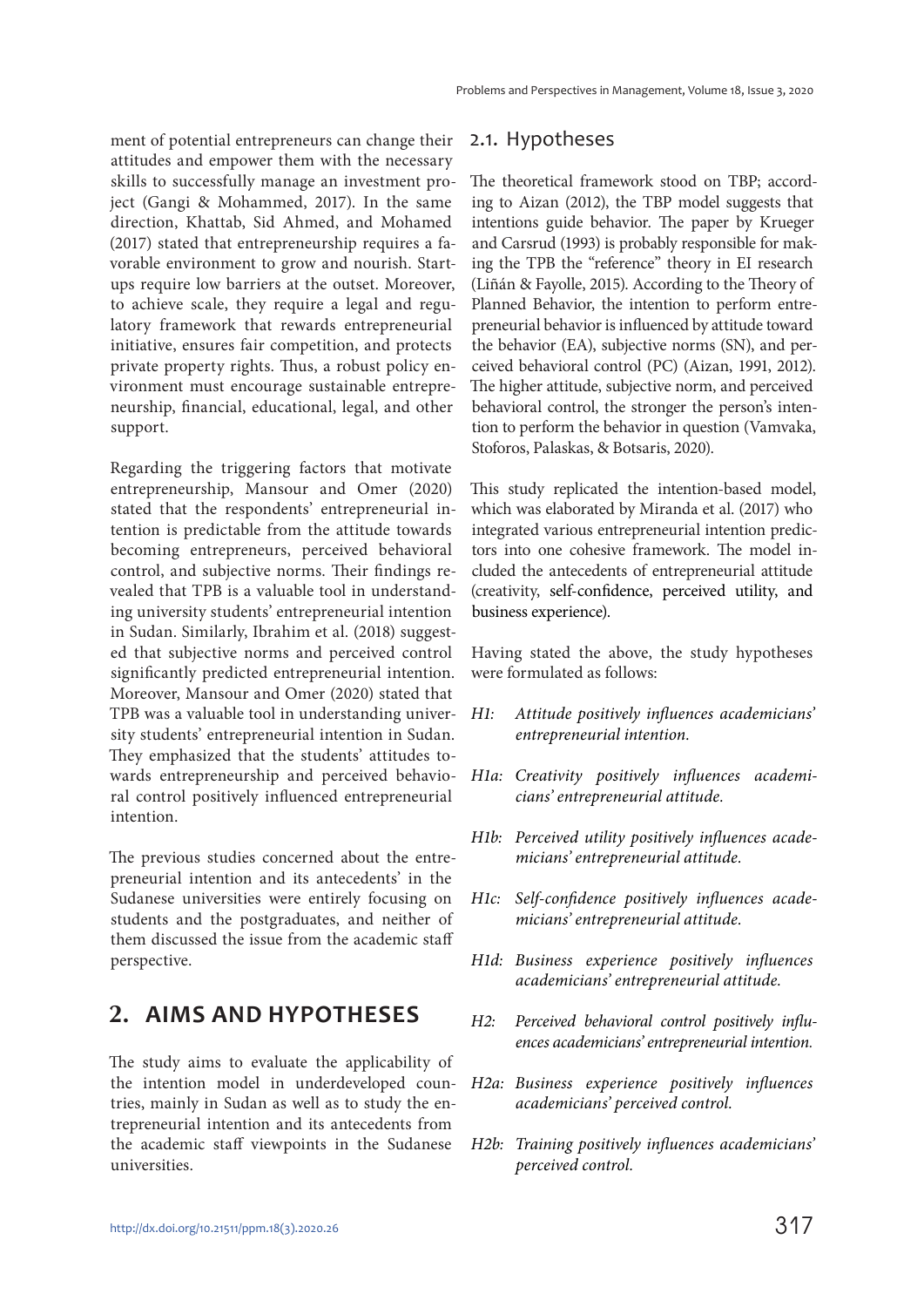ment of potential entrepreneurs can change their attitudes and empower them with the necessary skills to successfully manage an investment project (Gangi & Mohammed, 2017). In the same direction, Khattab, Sid Ahmed, and Mohamed (2017) stated that entrepreneurship requires a favorable environment to grow and nourish. Startups require low barriers at the outset. Moreover, to achieve scale, they require a legal and regulatory framework that rewards entrepreneurial initiative, ensures fair competition, and protects private property rights. Thus, a robust policy environment must encourage sustainable entrepreneurship, financial, educational, legal, and other support.

Regarding the triggering factors that motivate entrepreneurship, Mansour and Omer (2020) stated that the respondents' entrepreneurial intention is predictable from the attitude towards becoming entrepreneurs, perceived behavioral control, and subjective norms. Their findings revealed that TPB is a valuable tool in understanding university students' entrepreneurial intention in Sudan. Similarly, Ibrahim et al. (2018) suggested that subjective norms and perceived control significantly predicted entrepreneurial intention. Moreover, Mansour and Omer (2020) stated that TPB was a valuable tool in understanding university students' entrepreneurial intention in Sudan. They emphasized that the students' attitudes towards entrepreneurship and perceived behavioral control positively influenced entrepreneurial intention.

The previous studies concerned about the entrepreneurial intention and its antecedents' in the Sudanese universities were entirely focusing on students and the postgraduates, and neither of them discussed the issue from the academic staff perspective.

# 2. AIMS AND HYPOTHESES

The study aims to evaluate the applicability of the intention model in underdeveloped countries, mainly in Sudan as well as to study the entrepreneurial intention and its antecedents from the academic staff viewpoints in the Sudanese universities.

## 2.1. Hypotheses

The theoretical framework stood on TBP; according to Aizan (2012), the TBP model suggests that intentions guide behavior. The paper by Krueger and Carsrud (1993) is probably responsible for making the TPB the "reference" theory in EI research (Liñán & Fayolle, 2015). According to the Theory of Planned Behavior, the intention to perform entrepreneurial behavior is influenced by attitude toward the behavior (EA), subjective norms (SN), and perceived behavioral control (PC) (Aizan, 1991, 2012). The higher attitude, subjective norm, and perceived behavioral control, the stronger the person's intention to perform the behavior in question (Vamvaka, Stoforos, Palaskas, & Botsaris, 2020).

This study replicated the intention-based model, which was elaborated by Miranda et al. (2017) who integrated various entrepreneurial intention predictors into one cohesive framework. The model included the antecedents of entrepreneurial attitude (creativity, self-confidence, perceived utility, and business experience).

Having stated the above, the study hypotheses were formulated as follows:

*H1: Attitude positively influences academicians' entrepreneurial intention.*

*H1a: Creativity positively influences academicians' entrepreneurial attitude.*

*H1b: Perceived utility positively influences academicians' entrepreneurial attitude.*

*H1c: Self-confidence positively influences academicians' entrepreneurial attitude.*

*H1d: Business experience positively influences academicians' entrepreneurial attitude.*

*H2: Perceived behavioral control positively influences academicians' entrepreneurial intention.*

*H2a: Business experience positively influences academicians' perceived control.*

*H2b: Training positively influences academicians' perceived control.*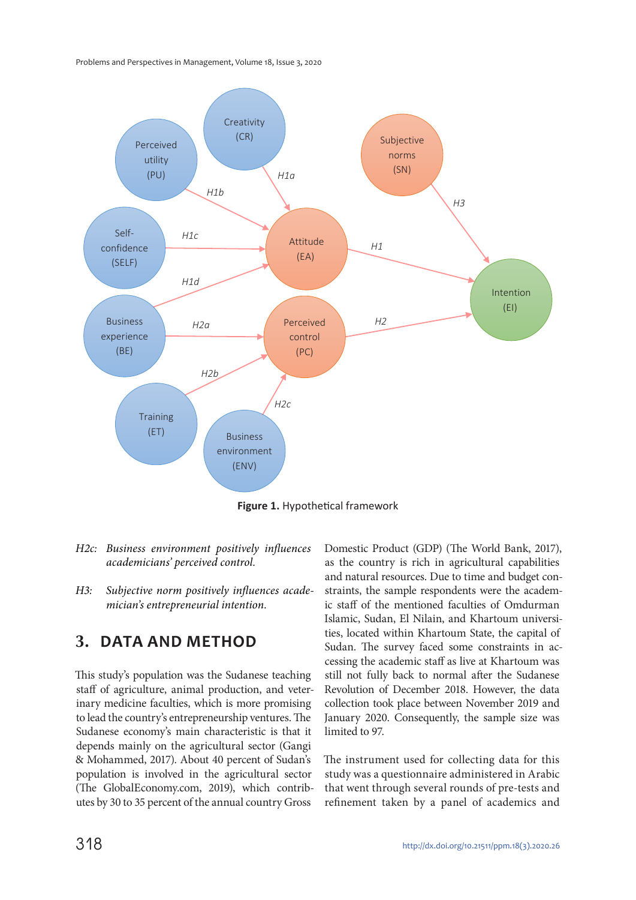**Figure 1.** Hypothetical framework

*H2c: Business environment positively influences academicians' perceived control.*

*H3: Subjective norm positively influences academician's entrepreneurial intention.*

## 3. DATA AND METHOD

This study's population was the Sudanese teaching staff of agriculture, animal production, and veterinary medicine faculties, which is more promising to lead the country's entrepreneurship ventures. The Sudanese economy's main characteristic is that it depends mainly on the agricultural sector (Gangi & Mohammed, 2017). About 40 percent of Sudan's population is involved in the agricultural sector (The GlobalEconomy.com, 2019), which contributes by 30 to 35 percent of the annual country Gross Domestic Product (GDP) (The World Bank, 2017), as the country is rich in agricultural capabilities and natural resources. Due to time and budget constraints, the sample respondents were the academic staff of the mentioned faculties of Omdurman Islamic, Sudan, El Nilain, and Khartoum universities, located within Khartoum State, the capital of Sudan. The survey faced some constraints in accessing the academic staff as live at Khartoum was still not fully back to normal after the Sudanese Revolution of December 2018. However, the data collection took place between November 2019 and January 2020. Consequently, the sample size was limited to 97.

The instrument used for collecting data for this study was a questionnaire administered in Arabic that went through several rounds of pre-tests and refinement taken by a panel of academics and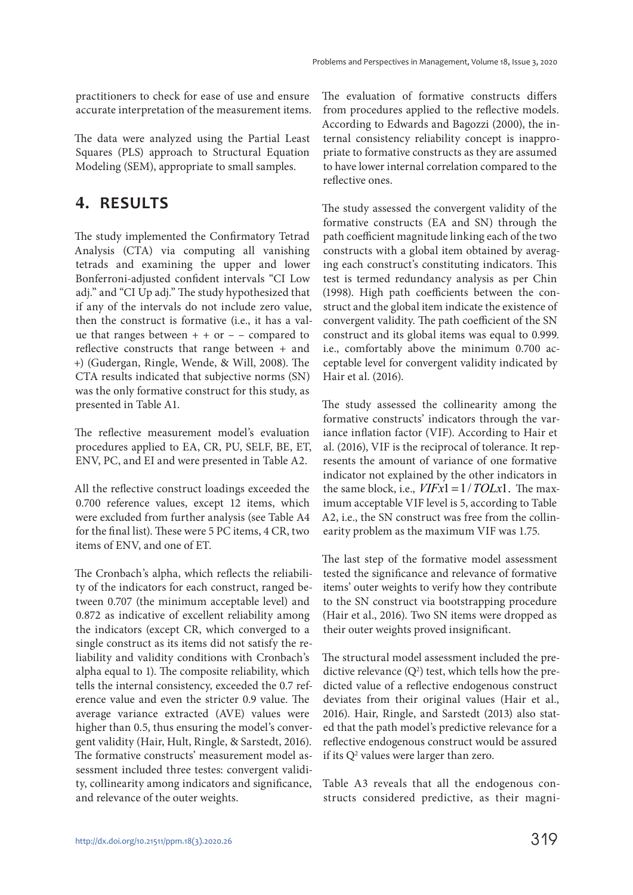practitioners to check for ease of use and ensure accurate interpretation of the measurement items.

The data were analyzed using the Partial Least Squares (PLS) approach to Structural Equation Modeling (SEM), appropriate to small samples.

## 4. RESULTS

The study implemented the Confirmatory Tetrad Analysis (CTA) via computing all vanishing tetrads and examining the upper and lower Bonferroni-adjusted confident intervals "CI Low adj." and "CI Up adj." The study hypothesized that if any of the intervals do not include zero value, then the construct is formative (i.e., it has a value that ranges between + + or – – compared to reflective constructs that range between + and +) (Gudergan, Ringle, Wende, & Will, 2008). The CTA results indicated that subjective norms (SN) was the only formative construct for this study, as presented in Table A1.

The reflective measurement model's evaluation procedures applied to EA, CR, PU, SELF, BE, ET, ENV, PC, and EI and were presented in Table A2.

All the reflective construct loadings exceeded the 0.700 reference values, except 12 items, which were excluded from further analysis (see Table A4 for the final list). These were 5 PC items, 4 CR, two items of ENV, and one of ET.

The Cronbach's alpha, which reflects the reliability of the indicators for each construct, ranged between 0.707 (the minimum acceptable level) and 0.872 as indicative of excellent reliability among the indicators (except CR, which converged to a single construct as its items did not satisfy the reliability and validity conditions with Cronbach's alpha equal to 1). The composite reliability, which tells the internal consistency, exceeded the 0.7 reference value and even the stricter 0.9 value. The average variance extracted (AVE) values were higher than 0.5, thus ensuring the model's convergent validity (Hair, Hult, Ringle, & Sarstedt, 2016). The formative constructs' measurement model assessment included three testes: convergent validity, collinearity among indicators and significance, and relevance of the outer weights.

The evaluation of formative constructs differs from procedures applied to the reflective models. According to Edwards and Bagozzi (2000), the internal consistency reliability concept is inappropriate to formative constructs as they are assumed to have lower internal correlation compared to the reflective ones.

The study assessed the convergent validity of the formative constructs (EA and SN) through the path coefficient magnitude linking each of the two constructs with a global item obtained by averaging each construct's constituting indicators. This test is termed redundancy analysis as per Chin (1998). High path coefficients between the construct and the global item indicate the existence of convergent validity. The path coefficient of the SN construct and its global items was equal to 0.999. i.e., comfortably above the minimum 0.700 acceptable level for convergent validity indicated by Hair et al. (2016).

The study assessed the collinearity among the formative constructs' indicators through the variance inflation factor (VIF). According to Hair et al. (2016), VIF is the reciprocal of tolerance. It represents the amount of variance of one formative indicator not explained by the other indicators in the same block, i.e., $VIFx1 = 1/TOLx1$. The maximum acceptable VIF level is 5, according to Table A2, i.e., the SN construct was free from the collinearity problem as the maximum VIF was 1.75.

The last step of the formative model assessment tested the significance and relevance of formative items' outer weights to verify how they contribute to the SN construct via bootstrapping procedure (Hair et al., 2016). Two SN items were dropped as their outer weights proved insignificant.

The structural model assessment included the predictive relevance ($Q^2$) test, which tells how the predicted value of a reflective endogenous construct deviates from their original values (Hair et al., 2016). Hair, Ringle, and Sarstedt (2013) also stated that the path model's predictive relevance for a reflective endogenous construct would be assured if its $Q^2$ values were larger than zero.

Table A3 reveals that all the endogenous constructs considered predictive, as their magni-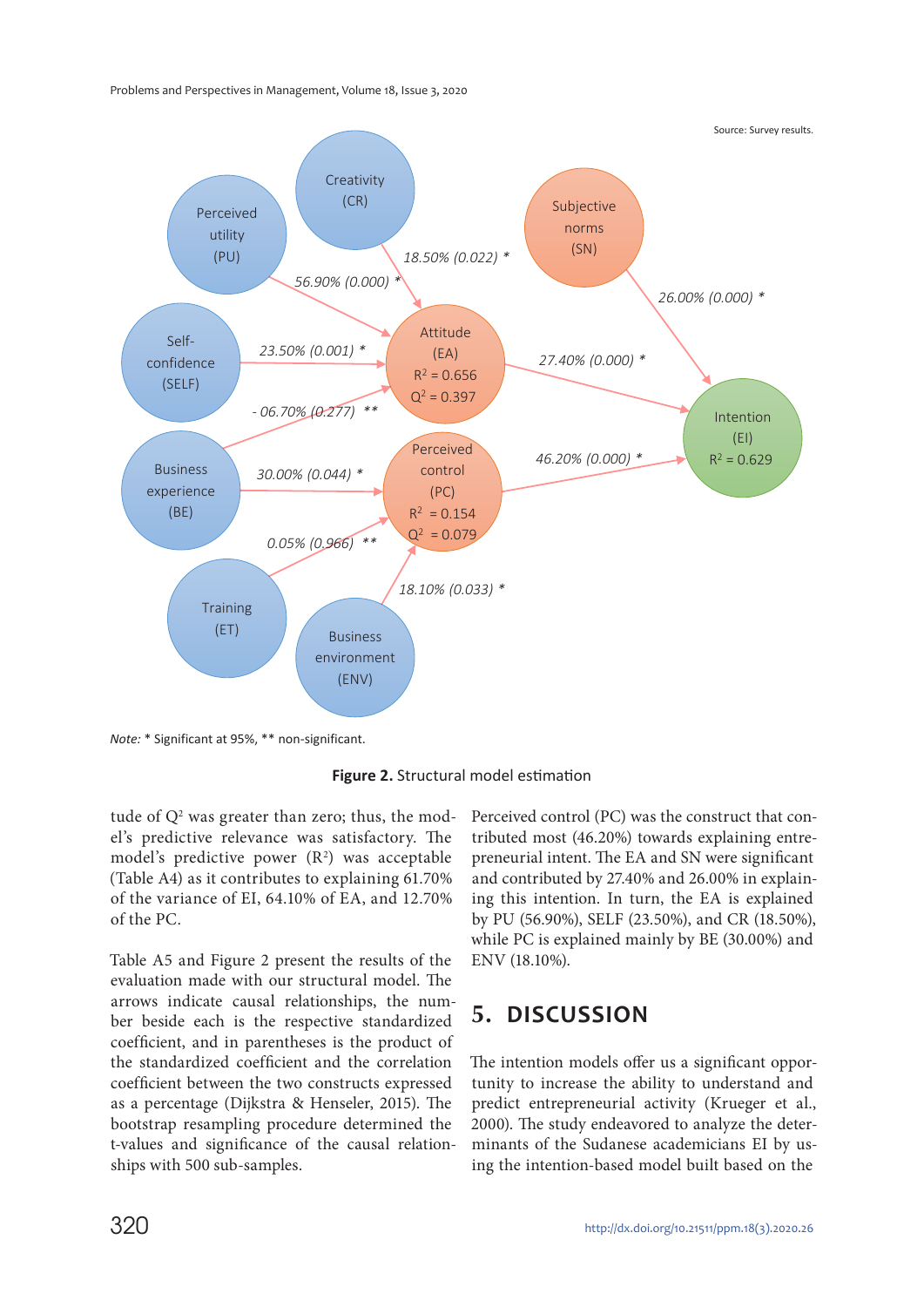Source: Survey results.

Note: * Significant at 95%, ** non-significant.

**Figure 2.** Structural model estimation

tude of $Q^2$ was greater than zero; thus, the model's predictive relevance was satisfactory. The model's predictive power ($R^2$) was acceptable (Table A4) as it contributes to explaining 61.70% of the variance of EI, 64.10% of EA, and 12.70% of the PC.

Table A5 and Figure 2 present the results of the evaluation made with our structural model. The arrows indicate causal relationships, the number beside each is the respective standardized coefficient, and in parentheses is the product of the standardized coefficient and the correlation coefficient between the two constructs expressed as a percentage (Dijkstra & Henseler, 2015). The bootstrap resampling procedure determined the t-values and significance of the causal relationships with 500 sub-samples.

Perceived control (PC) was the construct that contributed most (46.20%) towards explaining entrepreneurial intent. The EA and SN were significant and contributed by 27.40% and 26.00% in explaining this intention. In turn, the EA is explained by PU (56.90%), SELF (23.50%), and CR (18.50%), while PC is explained mainly by BE (30.00%) and ENV (18.10%).

## 5. DISCUSSION

The intention models offer us a significant opportunity to increase the ability to understand and predict entrepreneurial activity (Krueger et al., 2000). The study endeavored to analyze the determinants of the Sudanese academicians EI by using the intention-based model built based on the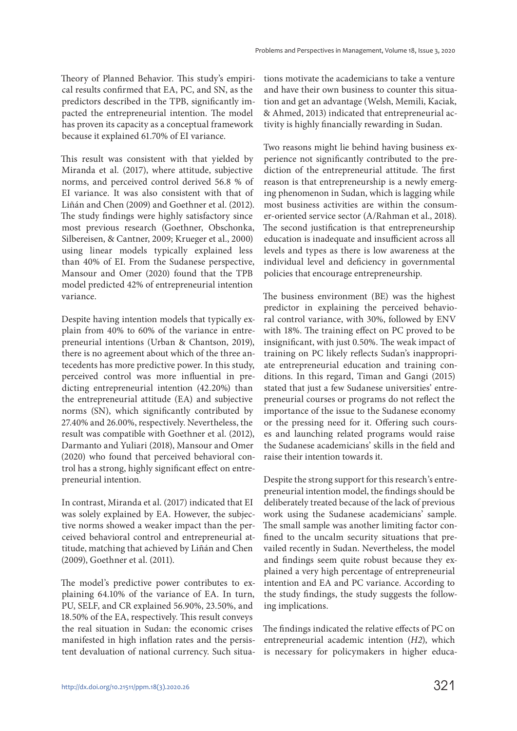Theory of Planned Behavior. This study's empirical results confirmed that EA, PC, and SN, as the predictors described in the TPB, significantly impacted the entrepreneurial intention. The model has proven its capacity as a conceptual framework because it explained 61.70% of EI variance.

This result was consistent with that yielded by Miranda et al. (2017), where attitude, subjective norms, and perceived control derived 56.8 % of EI variance. It was also consistent with that of Liñán and Chen (2009) and Goethner et al. (2012). The study findings were highly satisfactory since most previous research (Goethner, Obschonka, Silbereisen, & Cantner, 2009; Krueger et al., 2000) using linear models typically explained less than 40% of EI. From the Sudanese perspective, Mansour and Omer (2020) found that the TPB model predicted 42% of entrepreneurial intention variance.

Despite having intention models that typically explain from 40% to 60% of the variance in entrepreneurial intentions (Urban & Chantson, 2019), there is no agreement about which of the three antecedents has more predictive power. In this study, perceived control was more influential in predicting entrepreneurial intention (42.20%) than the entrepreneurial attitude (EA) and subjective norms (SN), which significantly contributed by 27.40% and 26.00%, respectively. Nevertheless, the result was compatible with Goethner et al. (2012), Darmanto and Yuliari (2018), Mansour and Omer (2020) who found that perceived behavioral control has a strong, highly significant effect on entrepreneurial intention.

In contrast, Miranda et al. (2017) indicated that EI was solely explained by EA. However, the subjective norms showed a weaker impact than the perceived behavioral control and entrepreneurial attitude, matching that achieved by Liñán and Chen (2009), Goethner et al. (2011).

The model's predictive power contributes to explaining 64.10% of the variance of EA. In turn, PU, SELF, and CR explained 56.90%, 23.50%, and 18.50% of the EA, respectively. This result conveys the real situation in Sudan: the economic crises manifested in high inflation rates and the persistent devaluation of national currency. Such situations motivate the academicians to take a venture and have their own business to counter this situation and get an advantage (Welsh, Memili, Kaciak, & Ahmed, 2013) indicated that entrepreneurial activity is highly financially rewarding in Sudan.

Two reasons might lie behind having business experience not significantly contributed to the prediction of the entrepreneurial attitude. The first reason is that entrepreneurship is a newly emerging phenomenon in Sudan, which is lagging while most business activities are within the consumer-oriented service sector (A/Rahman et al., 2018). The second justification is that entrepreneurship education is inadequate and insufficient across all levels and types as there is low awareness at the individual level and deficiency in governmental policies that encourage entrepreneurship.

The business environment (BE) was the highest predictor in explaining the perceived behavioral control variance, with 30%, followed by ENV with 18%. The training effect on PC proved to be insignificant, with just 0.50%. The weak impact of training on PC likely reflects Sudan's inappropriate entrepreneurial education and training conditions. In this regard, Timan and Gangi (2015) stated that just a few Sudanese universities' entrepreneurial courses or programs do not reflect the importance of the issue to the Sudanese economy or the pressing need for it. Offering such courses and launching related programs would raise the Sudanese academicians' skills in the field and raise their intention towards it.

Despite the strong support for this research's entrepreneurial intention model, the findings should be deliberately treated because of the lack of previous work using the Sudanese academicians' sample. The small sample was another limiting factor confined to the uncalm security situations that prevailed recently in Sudan. Nevertheless, the model and findings seem quite robust because they explained a very high percentage of entrepreneurial intention and EA and PC variance. According to the study findings, the study suggests the following implications.

The findings indicated the relative effects of PC on entrepreneurial academic intention (*H2*), which is necessary for policymakers in higher educa-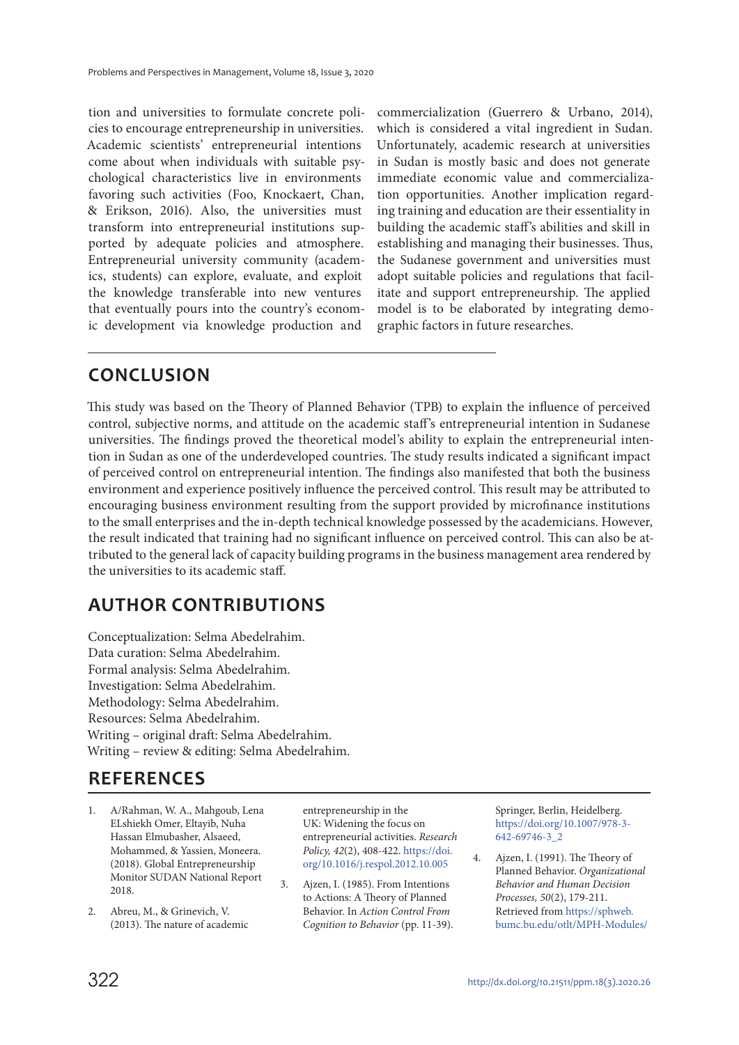tion and universities to formulate concrete policies to encourage entrepreneurship in universities. Academic scientists' entrepreneurial intentions come about when individuals with suitable psychological characteristics live in environments favoring such activities (Foo, Knockaert, Chan, & Erikson, 2016). Also, the universities must transform into entrepreneurial institutions supported by adequate policies and atmosphere. Entrepreneurial university community (academics, students) can explore, evaluate, and exploit the knowledge transferable into new ventures that eventually pours into the country's economic development via knowledge production and commercialization (Guerrero & Urbano, 2014), which is considered a vital ingredient in Sudan. Unfortunately, academic research at universities in Sudan is mostly basic and does not generate immediate economic value and commercialization opportunities. Another implication regarding training and education are their essentiality in building the academic staff's abilities and skill in establishing and managing their businesses. Thus, the Sudanese government and universities must adopt suitable policies and regulations that facilitate and support entrepreneurship. The applied model is to be elaborated by integrating demographic factors in future researches.

## CONCLUSION

This study was based on the Theory of Planned Behavior (TPB) to explain the influence of perceived control, subjective norms, and attitude on the academic staff's entrepreneurial intention in Sudanese universities. The findings proved the theoretical model's ability to explain the entrepreneurial intention in Sudan as one of the underdeveloped countries. The study results indicated a significant impact of perceived control on entrepreneurial intention. The findings also manifested that both the business environment and experience positively influence the perceived control. This result may be attributed to encouraging business environment resulting from the support provided by microfinance institutions to the small enterprises and the in-depth technical knowledge possessed by the academicians. However, the result indicated that training had no significant influence on perceived control. This can also be attributed to the general lack of capacity building programs in the business management area rendered by the universities to its academic staff.

## AUTHOR CONTRIBUTIONS

Conceptualization: Selma Abedelrahim.
Data curation: Selma Abedelrahim.
Formal analysis: Selma Abedelrahim.
Investigation: Selma Abedelrahim.
Methodology: Selma Abedelrahim.
Resources: Selma Abedelrahim.
Writing – original draft: Selma Abedelrahim.
Writing – review & editing: Selma Abedelrahim.

## REFERENCES

1. A/Rahman, W. A., Mahgoub, Lena ELshiekh Omer, Eltayib, Nuha Hassan Elmubasher, Alsaeed, Mohammed, & Yassien, Moneera. (2018). Global Entrepreneurship Monitor SUDAN National Report 2018.
2. Abreu, M., & Grinevich, V. (2013). The nature of academic entrepreneurship in the UK: Widening the focus on entrepreneurial activities. *Research Policy, 42*(2), 408-422. https://doi.org/10.1016/j.respol.2012.10.005
3. Ajzen, I. (1985). From Intentions to Actions: A Theory of Planned Behavior. In *Action Control From Cognition to Behavior* (pp. 11-39). Springer, Berlin, Heidelberg. https://doi.org/10.1007/978-3-642-69746-3_2
4. Ajzen, I. (1991). The Theory of Planned Behavior. *Organizational Behavior and Human Decision Processes, 50*(2), 179-211. Retrieved from https://sphweb.bumc.bu.edu/otlt/MPH-Modules/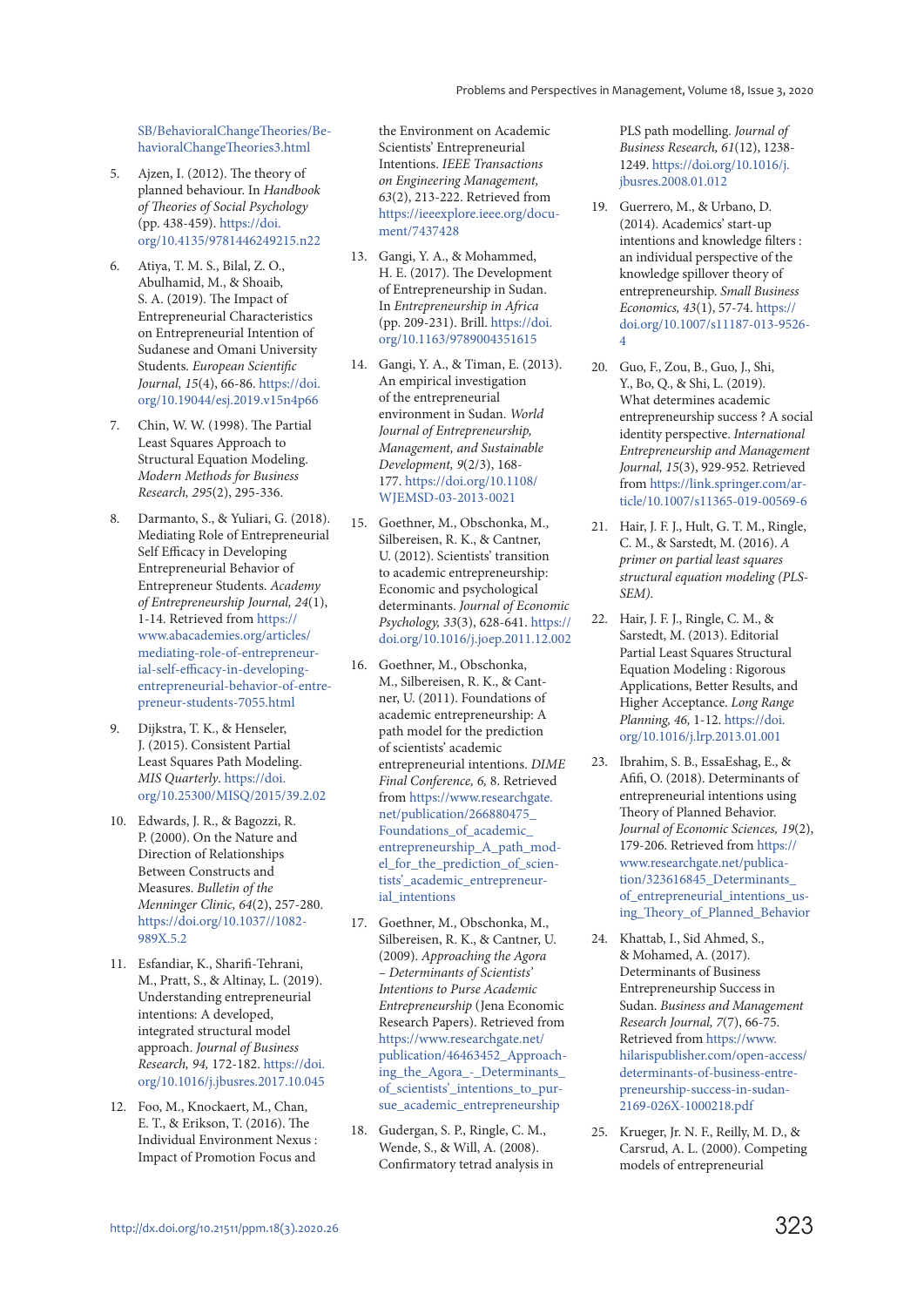SB/BehavioralChangeTheories/BehavioralChangeTheories3.html

5. Ajzen, I. (2012). The theory of planned behaviour. In *Handbook of Theories of Social Psychology* (pp. 438-459). https://doi.org/10.4135/9781446249215.n22

6. Atiya, T. M. S., Bilal, Z. O., Abulhamid, M., & Shoaib, S. A. (2019). The Impact of Entrepreneurial Characteristics on Entrepreneurial Intention of Sudanese and Omani University Students. *European Scientific Journal, 15*(4), 66-86. https://doi.org/10.19044/esj.2019.v15n4p66

7. Chin, W. W. (1998). The Partial Least Squares Approach to Structural Equation Modeling. *Modern Methods for Business Research, 295*(2), 295-336.

8. Darmanto, S., & Yuliari, G. (2018). Mediating Role of Entrepreneurial Self Efficacy in Developing Entrepreneurial Behavior of Entrepreneur Students. *Academy of Entrepreneurship Journal, 24*(1), 1-14. Retrieved from https://www.abacademies.org/articles/mediating-role-of-entrepreneurial-self-efficacy-in-developing-entrepreneurial-behavior-of-entrepreneur-students-7055.html

9. Dijkstra, T. K., & Henseler, J. (2015). Consistent Partial Least Squares Path Modeling. *MIS Quarterly*. https://doi.org/10.25300/MISQ/2015/39.2.02

10. Edwards, J. R., & Bagozzi, R. P. (2000). On the Nature and Direction of Relationships Between Constructs and Measures. *Bulletin of the Menninger Clinic, 64*(2), 257-280. https://doi.org/10.1037//1082-989X.5.2

11. Esfandiar, K., Sharifi-Tehrani, M., Pratt, S., & Altinay, L. (2019). Understanding entrepreneurial intentions: A developed, integrated structural model approach. *Journal of Business Research, 94*, 172-182. https://doi.org/10.1016/j.jbusres.2017.10.045

12. Foo, M., Knockaert, M., Chan, E. T., & Erikson, T. (2016). The Individual Environment Nexus : Impact of Promotion Focus and the Environment on Academic Scientists' Entrepreneurial Intentions. *IEEE Transactions on Engineering Management, 63*(2), 213-222. Retrieved from https://ieeexplore.ieee.org/document/7437428

13. Gangi, Y. A., & Mohammed, H. E. (2017). The Development of Entrepreneurship in Sudan. In *Entrepreneurship in Africa* (pp. 209-231). Brill. https://doi.org/10.1163/9789004351615

14. Gangi, Y. A., & Timan, E. (2013). An empirical investigation of the entrepreneurial environment in Sudan. *World Journal of Entrepreneurship, Management, and Sustainable Development, 9*(2/3), 168-177. https://doi.org/10.1108/WJEMSD-03-2013-0021

15. Goethner, M., Obschonka, M., Silbereisen, R. K., & Cantner, U. (2012). Scientists' transition to academic entrepreneurship: Economic and psychological determinants. *Journal of Economic Psychology, 33*(3), 628-641. https://doi.org/10.1016/j.joep.2011.12.002

16. Goethner, M., Obschonka, M., Silbereisen, R. K., & Cantner, U. (2011). Foundations of academic entrepreneurship: A path model for the prediction of scientists' academic entrepreneurial intentions. *DIME Final Conference, 6*, 8. Retrieved from https://www.researchgate.net/publication/266880475_Foundations_of_academic_entrepreneurship_A_path_model_for_the_prediction_of_scientists'_academic_entrepreneurial_intentions

17. Goethner, M., Obschonka, M., Silbereisen, R. K., & Cantner, U. (2009). *Approaching the Agora – Determinants of Scientists' Intentions to Purse Academic Entrepreneurship* (Jena Economic Research Papers). Retrieved from https://www.researchgate.net/publication/46463452_Approaching_the_Agora_-_Determinants_of_scientists'_intentions_to_pursue_academic_entrepreneurship

18. Gudergan, S. P., Ringle, C. M., Wende, S., & Will, A. (2008). Confirmatory tetrad analysis in PLS path modelling. *Journal of Business Research, 61*(12), 1238-1249. https://doi.org/10.1016/j.jbusres.2008.01.012

19. Guerrero, M., & Urbano, D. (2014). Academics' start-up intentions and knowledge filters : an individual perspective of the knowledge spillover theory of entrepreneurship. *Small Business Economics, 43*(1), 57-74. https://doi.org/10.1007/s11187-013-9526-4

20. Guo, F., Zou, B., Guo, J., Shi, Y., Bo, Q., & Shi, L. (2019). What determines academic entrepreneurship success ? A social identity perspective. *International Entrepreneurship and Management Journal, 15*(3), 929-952. Retrieved from https://link.springer.com/article/10.1007/s11365-019-00569-6

21. Hair, J. F. J., Hult, G. T. M., Ringle, C. M., & Sarstedt, M. (2016). *A primer on partial least squares structural equation modeling (PLS-SEM)*.

22. Hair, J. F. J., Ringle, C. M., & Sarstedt, M. (2013). Editorial Partial Least Squares Structural Equation Modeling : Rigorous Applications, Better Results, and Higher Acceptance. *Long Range Planning, 46*, 1-12. https://doi.org/10.1016/j.lrp.2013.01.001

23. Ibrahim, S. B., EssaEshag, E., & Afifi, O. (2018). Determinants of entrepreneurial intentions using Theory of Planned Behavior. *Journal of Economic Sciences, 19*(2), 179-206. Retrieved from https://www.researchgate.net/publication/323616845_Determinants_of_entrepreneurial_intentions_using_Theory_of_Planned_Behavior

24. Khattab, I., Sid Ahmed, S., & Mohamed, A. (2017). Determinants of Business Entrepreneurship Success in Sudan. *Business and Management Research Journal, 7*(7), 66-75. Retrieved from https://www.hilarispublisher.com/open-access/determinants-of-business-entrepreneurship-success-in-sudan-2169-026X-1000218.pdf

25. Krueger, Jr. N. F., Reilly, M. D., & Carsrud, A. L. (2000). Competing models of entrepreneurial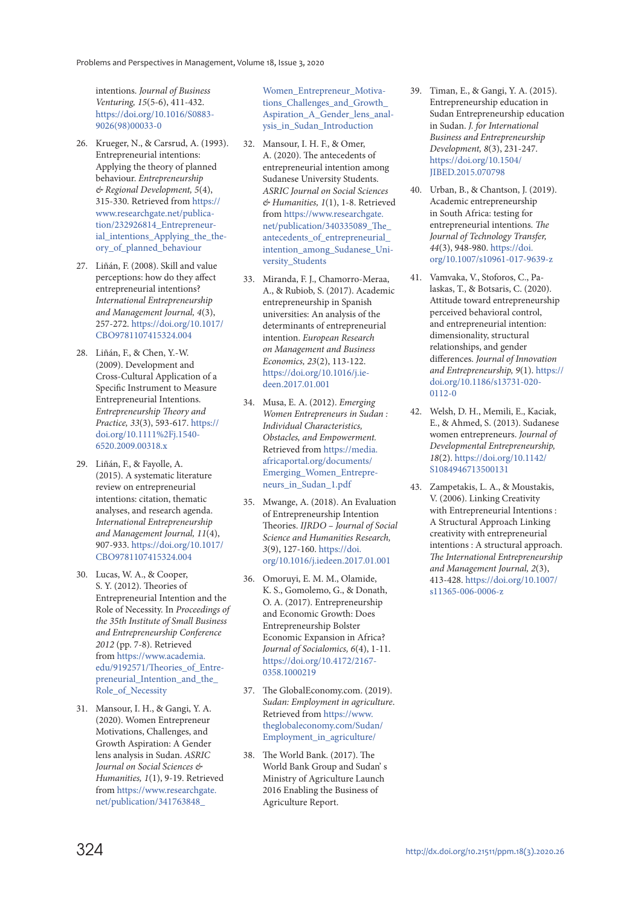intentions. *Journal of Business Venturing, 15*(5-6), 411-432. https://doi.org/10.1016/S0883-9026(98)00033-0

26. Krueger, N., & Carsrud, A. (1993). Entrepreneurial intentions: Applying the theory of planned behaviour. *Entrepreneurship & Regional Development, 5*(4), 315-330. Retrieved from https://www.researchgate.net/publication/232926814_Entrepreneurial_intentions_Applying_the_theory_of_planned_behaviour
27. Liñán, F. (2008). Skill and value perceptions: how do they affect entrepreneurial intentions? *International Entrepreneurship and Management Journal, 4*(3), 257-272. https://doi.org/10.1017/CBO9781107415324.004
28. Liñán, F., & Chen, Y.-W. (2009). Development and Cross-Cultural Application of a Specific Instrument to Measure Entrepreneurial Intentions. *Entrepreneurship Theory and Practice, 33*(3), 593-617. https://doi.org/10.1111%2Fj.1540-6520.2009.00318.x
29. Liñán, F., & Fayolle, A. (2015). A systematic literature review on entrepreneurial intentions: citation, thematic analyses, and research agenda. *International Entrepreneurship and Management Journal, 11*(4), 907-933. https://doi.org/10.1017/CBO9781107415324.004
30. Lucas, W. A., & Cooper, S. Y. (2012). Theories of Entrepreneurial Intention and the Role of Necessity. In *Proceedings of the 35th Institute of Small Business and Entrepreneurship Conference 2012* (pp. 7-8). Retrieved from https://www.academia.edu/9192571/Theories_of_Entrepreneurial_Intention_and_the_Role_of_Necessity
31. Mansour, I. H., & Gangi, Y. A. (2020). Women Entrepreneur Motivations, Challenges, and Growth Aspiration: A Gender lens analysis in Sudan. *ASRIC Journal on Social Sciences & Humanities, 1*(1), 9-19. Retrieved from https://www.researchgate.net/publication/341763848_Women_Entrepreneur_Motivations_Challenges_and_Growth_Aspiration_A_Gender_lens_analysis_in_Sudan_Introduction
32. Mansour, I. H. F., & Omer, A. (2020). The antecedents of entrepreneurial intention among Sudanese University Students. *ASRIC Journal on Social Sciences & Humanities, 1*(1), 1-8. Retrieved from https://www.researchgate.net/publication/340335089_The_antecedents_of_entrepreneurial_intention_among_Sudanese_University_Students
33. Miranda, F. J., Chamorro-Meraa, A., & Rubiob, S. (2017). Academic entrepreneurship in Spanish universities: An analysis of the determinants of entrepreneurial intention. *European Research on Management and Business Economics, 23*(2), 113-122. https://doi.org/10.1016/j.iedeen.2017.01.001
34. Musa, E. A. (2012). *Emerging Women Entrepreneurs in Sudan : Individual Characteristics, Obstacles, and Empowerment.* Retrieved from https://media.africaportal.org/documents/Emerging_Women_Entrepreneurs_in_Sudan_1.pdf
35. Mwange, A. (2018). An Evaluation of Entrepreneurship Intention Theories. *IJRDO – Journal of Social Science and Humanities Research, 3*(9), 127-160. https://doi.org/10.1016/j.iedeen.2017.01.001
36. Omoruyi, E. M. M., Olamide, K. S., Gomolemo, G., & Donath, O. A. (2017). Entrepreneurship and Economic Growth: Does Entrepreneurship Bolster Economic Expansion in Africa? *Journal of Socialomics, 6*(4), 1-11. https://doi.org/10.4172/2167-0358.1000219
37. The GlobalEconomy.com. (2019). *Sudan: Employment in agriculture.* Retrieved from https://www.theglobaleconomy.com/Sudan/Employment_in_agriculture/
38. The World Bank. (2017). The World Bank Group and Sudan' s Ministry of Agriculture Launch 2016 Enabling the Business of Agriculture Report.
39. Timan, E., & Gangi, Y. A. (2015). Entrepreneurship education in Sudan Entrepreneurship education in Sudan. *J. for International Business and Entrepreneurship Development, 8*(3), 231-247. https://doi.org/10.1504/JIBED.2015.070798
40. Urban, B., & Chantson, J. (2019). Academic entrepreneurship in South Africa: testing for entrepreneurial intentions. *The Journal of Technology Transfer, 44*(3), 948-980. https://doi.org/10.1007/s10961-017-9639-z
41. Vamvaka, V., Stoforos, C., Palaskas, T., & Botsaris, C. (2020). Attitude toward entrepreneurship perceived behavioral control, and entrepreneurial intention: dimensionality, structural relationships, and gender differences. *Journal of Innovation and Entrepreneurship, 9*(1). https://doi.org/10.1186/s13731-020-0112-0
42. Welsh, D. H., Memili, E., Kaciak, E., & Ahmed, S. (2013). Sudanese women entrepreneurs. *Journal of Developmental Entrepreneurship, 18*(2). https://doi.org/10.1142/S1084946713500131
43. Zampetakis, L. A., & Moustakis, V. (2006). Linking Creativity with Entrepreneurial Intentions : A Structural Approach Linking creativity with entrepreneurial intentions : A structural approach. *The International Entrepreneurship and Management Journal, 2*(3), 413-428. https://doi.org/10.1007/s11365-006-0006-z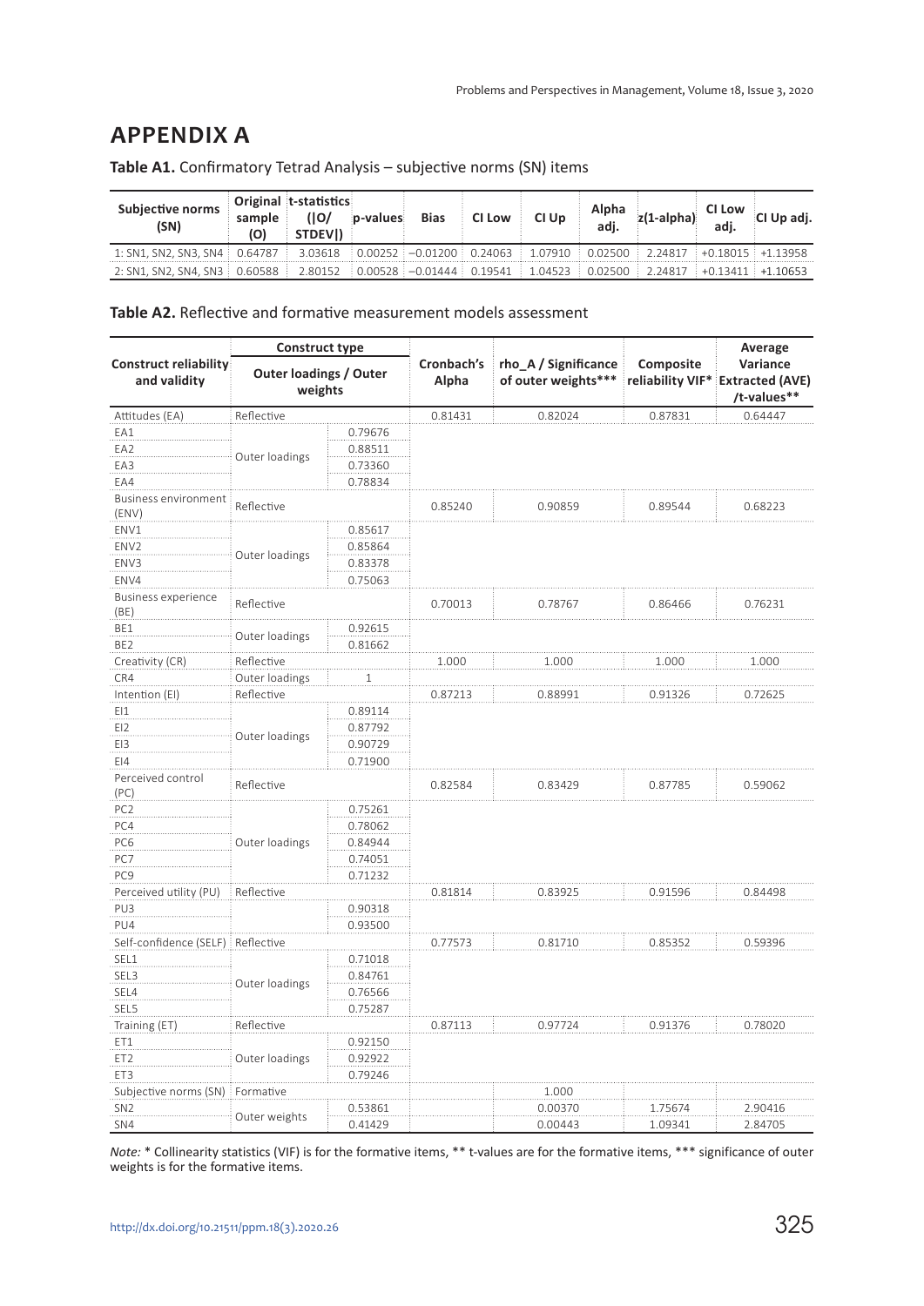# APPENDIX A

**Table A1.** Confirmatory Tetrad Analysis – subjective norms (SN) items

| Subjective norms (SN) | Original sample (O) | t-statistics (\|O/STDEV\|) | p-values | Bias | CI Low | CI Up | Alpha adj. | z(1-alpha) | CI Low adj. | CI Up adj. |
|---|---|---|---|---|---|---|---|---|---|---|
| 1: SN1, SN2, SN3, SN4 | 0.64787 | 3.03618 | 0.00252 | −0.01200 | 0.24063 | 1.07910 | 0.02500 | 2.24817 | +0.18015 | +1.13958 |
| 2: SN1, SN2, SN4, SN3 | 0.60588 | 2.80152 | 0.00528 | −0.01444 | 0.19541 | 1.04523 | 0.02500 | 2.24817 | +0.13411 | +1.10653 |

**Table A2.** Reflective and formative measurement models assessment

| Construct reliability and validity | Construct type | | Cronbach's Alpha | rho_A / Significance of outer weights*** | Composite reliability VIF* | Average Variance Extracted (AVE) /t-values** |
|---|---|---|---|---|---|---|
| | Outer loadings / Outer weights | | | | | |
| Attitudes (EA) | Reflective | | 0.81431 | 0.82024 | 0.87831 | 0.64447 |
| EA1 | Outer loadings | 0.79676 | | | | |
| EA2 | | 0.88511 | | | | |
| EA3 | | 0.73360 | | | | |
| EA4 | | 0.78834 | | | | |
| Business environment (ENV) | Reflective | | 0.85240 | 0.90859 | 0.89544 | 0.68223 |
| ENV1 | Outer loadings | 0.85617 | | | | |
| ENV2 | | 0.85864 | | | | |
| ENV3 | | 0.83378 | | | | |
| ENV4 | | 0.75063 | | | | |
| Business experience (BE) | Reflective | | 0.70013 | 0.78767 | 0.86466 | 0.76231 |
| BE1 | Outer loadings | 0.92615 | | | | |
| BE2 | | 0.81662 | | | | |
| Creativity (CR) | Reflective | | 1.000 | 1.000 | 1.000 | 1.000 |
| CR4 | Outer loadings | 1 | | | | |
| Intention (EI) | Reflective | | 0.87213 | 0.88991 | 0.91326 | 0.72625 |
| EI1 | Outer loadings | 0.89114 | | | | |
| EI2 | | 0.87792 | | | | |
| EI3 | | 0.90729 | | | | |
| EI4 | | 0.71900 | | | | |
| Perceived control (PC) | Reflective | | 0.82584 | 0.83429 | 0.87785 | 0.59062 |
| PC2 | Outer loadings | 0.75261 | | | | |
| PC4 | | 0.78062 | | | | |
| PC6 | | 0.84944 | | | | |
| PC7 | | 0.74051 | | | | |
| PC9 | | 0.71232 | | | | |
| Perceived utility (PU) | Reflective | | 0.81814 | 0.83925 | 0.91596 | 0.84498 |
| PU3 | | 0.90318 | | | | |
| PU4 | | 0.93500 | | | | |
| Self-confidence (SELF) | Reflective | | 0.77573 | 0.81710 | 0.85352 | 0.59396 |
| SEL1 | Outer loadings | 0.71018 | | | | |
| SEL3 | | 0.84761 | | | | |
| SEL4 | | 0.76566 | | | | |
| SEL5 | | 0.75287 | | | | |
| Training (ET) | Reflective | | 0.87113 | 0.97724 | 0.91376 | 0.78020 |
| ET1 | Outer loadings | 0.92150 | | | | |
| ET2 | | 0.92922 | | | | |
| ET3 | | 0.79246 | | | | |
| Subjective norms (SN) | Formative | | | 1.000 | | |
| SN2 | Outer weights | 0.53861 | | 0.00370 | 1.75674 | 2.90416 |
| SN4 | | 0.41429 | | 0.00443 | 1.09341 | 2.84705 |

*Note:* * Collinearity statistics (VIF) is for the formative items, ** t-values are for the formative items, *** significance of outer weights is for the formative items.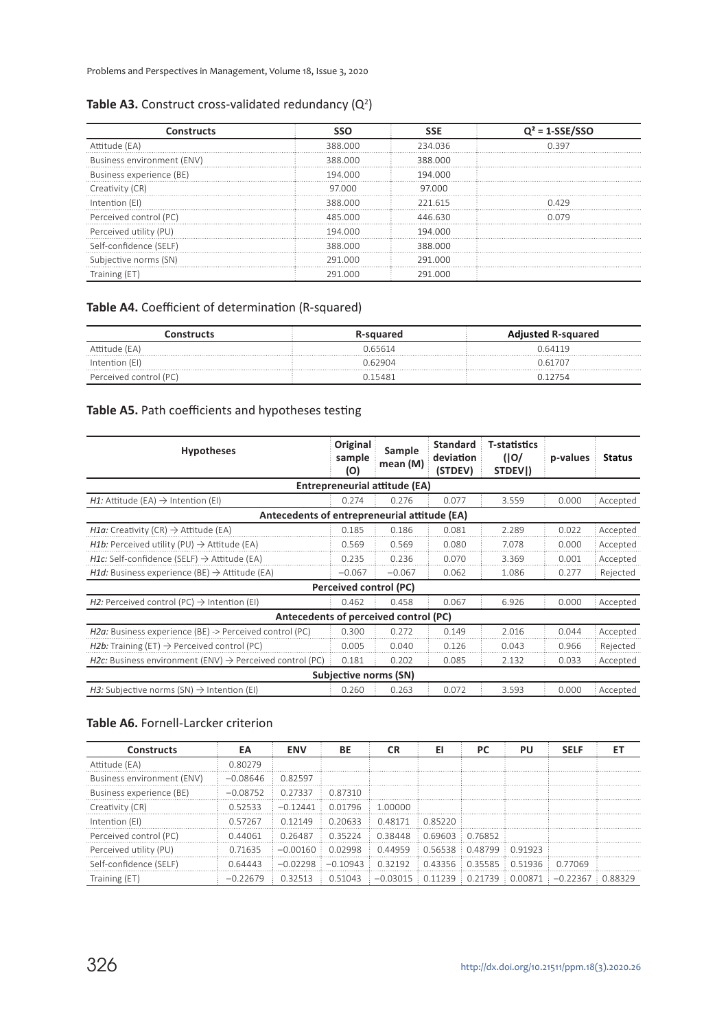**Table A3.** Construct cross-validated redundancy ($Q^2$)

| Constructs | SSO | SSE | $Q^2$ = 1-SSE/SSO |
|---|---|---|---|
| Attitude (EA) | 388.000 | 234.036 | 0.397 |
| Business environment (ENV) | 388.000 | 388.000 | |
| Business experience (BE) | 194.000 | 194.000 | |
| Creativity (CR) | 97.000 | 97.000 | |
| Intention (EI) | 388.000 | 221.615 | 0.429 |
| Perceived control (PC) | 485.000 | 446.630 | 0.079 |
| Perceived utility (PU) | 194.000 | 194.000 | |
| Self-confidence (SELF) | 388.000 | 388.000 | |
| Subjective norms (SN) | 291.000 | 291.000 | |
| Training (ET) | 291.000 | 291.000 | |

**Table A4.** Coefficient of determination (R-squared)

| Constructs | R-squared | Adjusted R-squared |
|---|---|---|
| Attitude (EA) | 0.65614 | 0.64119 |
| Intention (EI) | 0.62904 | 0.61707 |
| Perceived control (PC) | 0.15481 | 0.12754 |

**Table A5.** Path coefficients and hypotheses testing

| Hypotheses | Original sample (O) | Sample mean (M) | Standard deviation (STDEV) | T-statistics (\|O/STDEV\|) | p-values | Status |
|---|---|---|---|---|---|---|
| **Entrepreneurial attitude (EA)** | | | | | | |
| *H1:* Attitude (EA) → Intention (EI) | 0.274 | 0.276 | 0.077 | 3.559 | 0.000 | Accepted |
| **Antecedents of entrepreneurial attitude (EA)** | | | | | | |
| *H1a:* Creativity (CR) → Attitude (EA) | 0.185 | 0.186 | 0.081 | 2.289 | 0.022 | Accepted |
| *H1b:* Perceived utility (PU) → Attitude (EA) | 0.569 | 0.569 | 0.080 | 7.078 | 0.000 | Accepted |
| *H1c:* Self-confidence (SELF) → Attitude (EA) | 0.235 | 0.236 | 0.070 | 3.369 | 0.001 | Accepted |
| *H1d:* Business experience (BE) → Attitude (EA) | −0.067 | −0.067 | 0.062 | 1.086 | 0.277 | Rejected |
| **Perceived control (PC)** | | | | | | |
| *H2:* Perceived control (PC) → Intention (EI) | 0.462 | 0.458 | 0.067 | 6.926 | 0.000 | Accepted |
| **Antecedents of perceived control (PC)** | | | | | | |
| *H2a:* Business experience (BE) -> Perceived control (PC) | 0.300 | 0.272 | 0.149 | 2.016 | 0.044 | Accepted |
| *H2b:* Training (ET) → Perceived control (PC) | 0.005 | 0.040 | 0.126 | 0.043 | 0.966 | Rejected |
| *H2c:* Business environment (ENV) → Perceived control (PC) | 0.181 | 0.202 | 0.085 | 2.132 | 0.033 | Accepted |
| **Subjective norms (SN)** | | | | | | |
| *H3:* Subjective norms (SN) → Intention (EI) | 0.260 | 0.263 | 0.072 | 3.593 | 0.000 | Accepted |

**Table A6.** Fornell-Larcker criterion

| Constructs | EA | ENV | BE | CR | EI | PC | PU | SELF | ET |
|---|---|---|---|---|---|---|---|---|---|
| Attitude (EA) | 0.80279 | | | | | | | | |
| Business environment (ENV) | −0.08646 | 0.82597 | | | | | | | |
| Business experience (BE) | −0.08752 | 0.27337 | 0.87310 | | | | | | |
| Creativity (CR) | 0.52533 | −0.12441 | 0.01796 | 1.00000 | | | | | |
| Intention (EI) | 0.57267 | 0.12149 | 0.20633 | 0.48171 | 0.85220 | | | | |
| Perceived control (PC) | 0.44061 | 0.26487 | 0.35224 | 0.38448 | 0.69603 | 0.76852 | | | |
| Perceived utility (PU) | 0.71635 | −0.00160 | 0.02998 | 0.44959 | 0.56538 | 0.48799 | 0.91923 | | |
| Self-confidence (SELF) | 0.64443 | −0.02298 | −0.10943 | 0.32192 | 0.43356 | 0.35585 | 0.51936 | 0.77069 | |
| Training (ET) | −0.22679 | 0.32513 | 0.51043 | −0.03015 | 0.11239 | 0.21739 | 0.00871 | −0.22367 | 0.88329 |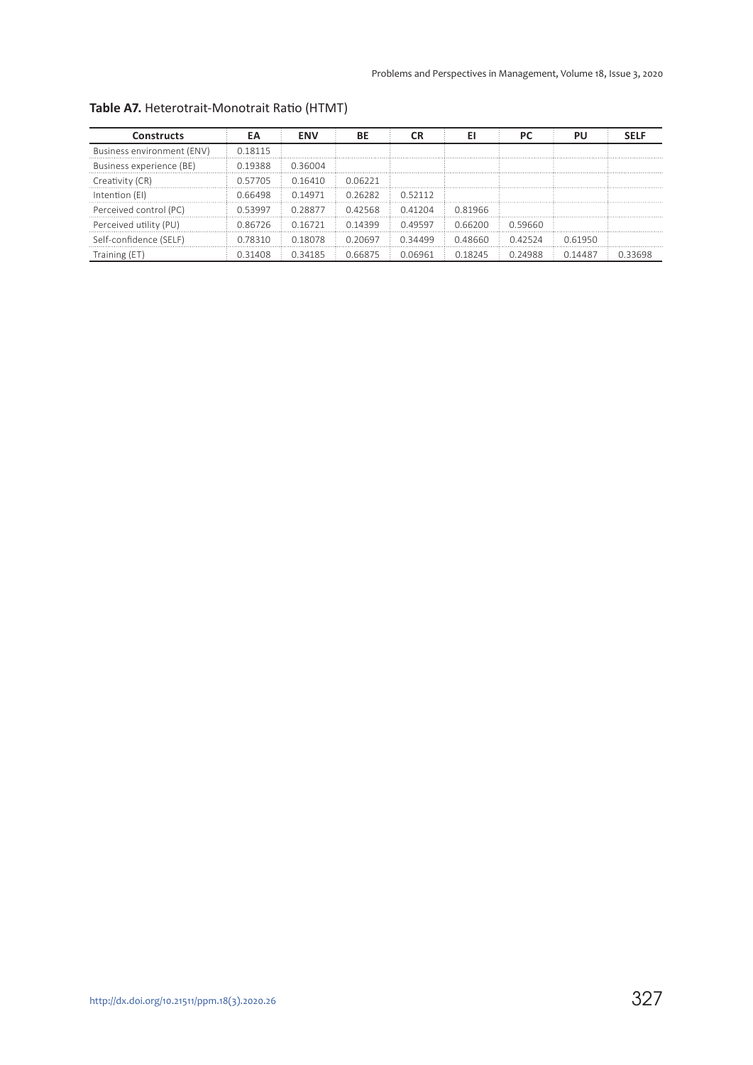**Table A7.** Heterotrait-Monotrait Ratio (HTMT)

| Constructs | EA | ENV | BE | CR | EI | PC | PU | SELF |
|---|---|---|---|---|---|---|---|---|
| Business environment (ENV) | 0.18115 | | | | | | | |
| Business experience (BE) | 0.19388 | 0.36004 | | | | | | |
| Creativity (CR) | 0.57705 | 0.16410 | 0.06221 | | | | | |
| Intention (EI) | 0.66498 | 0.14971 | 0.26282 | 0.52112 | | | | |
| Perceived control (PC) | 0.53997 | 0.28877 | 0.42568 | 0.41204 | 0.81966 | | | |
| Perceived utility (PU) | 0.86726 | 0.16721 | 0.14399 | 0.49597 | 0.66200 | 0.59660 | | |
| Self-confidence (SELF) | 0.78310 | 0.18078 | 0.20697 | 0.34499 | 0.48660 | 0.42524 | 0.61950 | |
| Training (ET) | 0.31408 | 0.34185 | 0.66875 | 0.06961 | 0.18245 | 0.24988 | 0.14487 | 0.33698 |